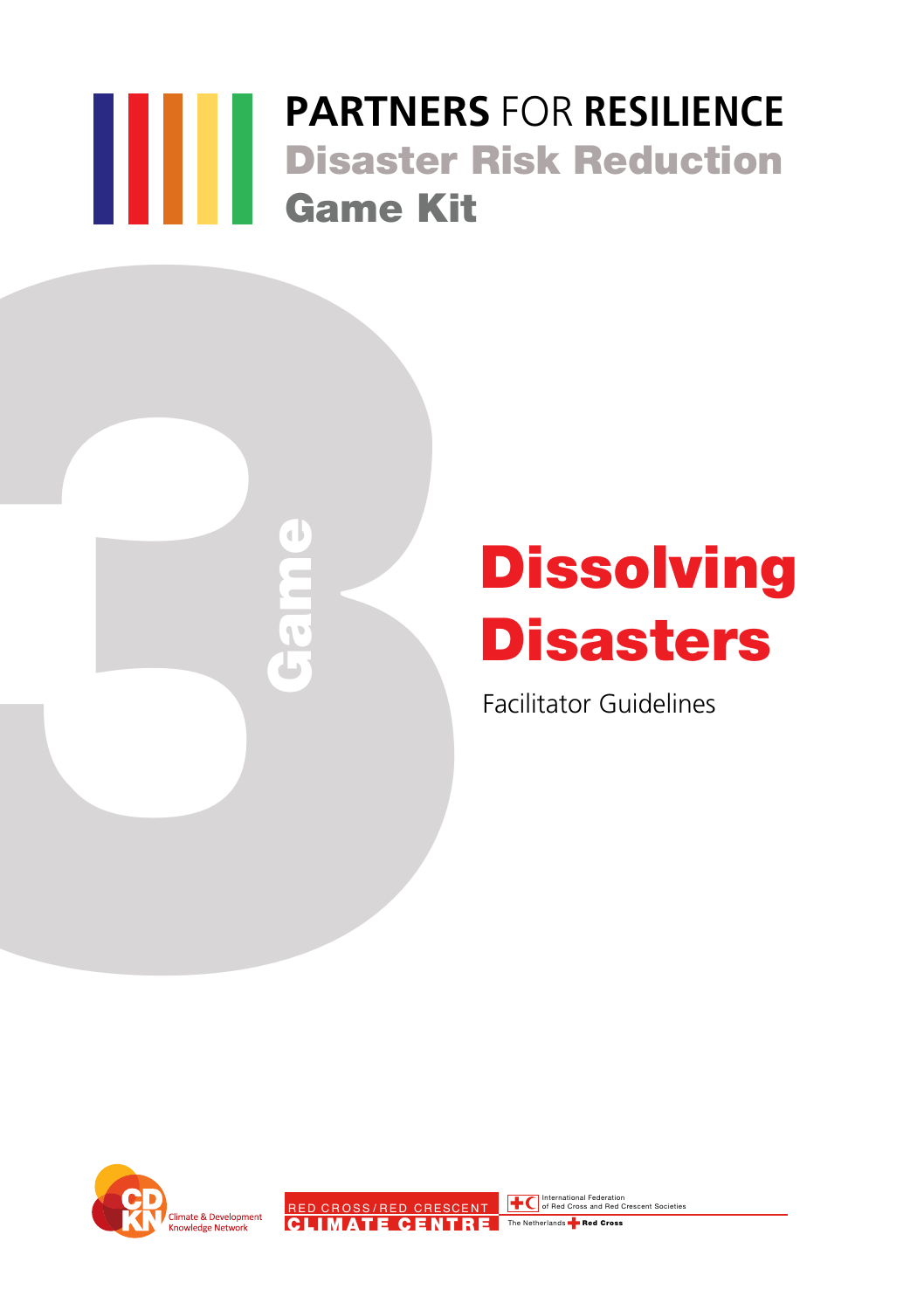# PARTNERS FOR RESILIENCE

## Disaster Risk Reduction Game Kit

3 Game

# Dissolving Disasters

Facilitator Guidelines

Climate & Development Knowledge Network

RED CROSS/RED CRESCENT CLIMATE CENTRE

International Federation of Red Cross and Red Crescent Societies

The Netherlands Red Cross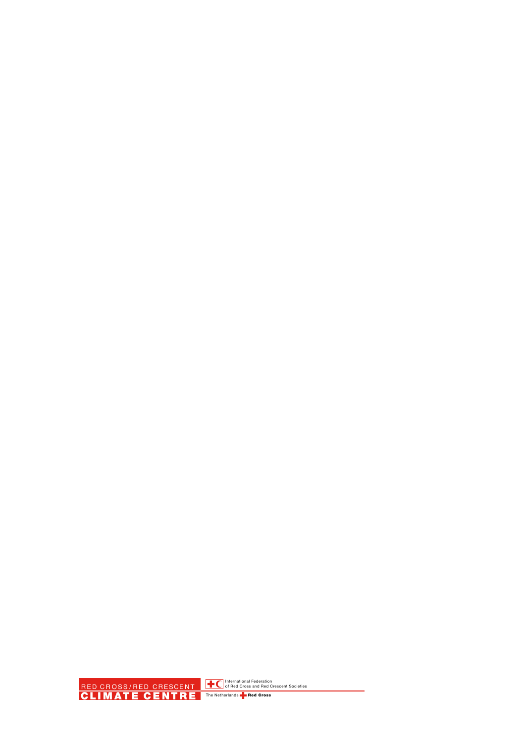RED CROSS/RED CRESCENT
CLIMATE CENTRE

International Federation
of Red Cross and Red Crescent Societies

The Netherlands Red Cross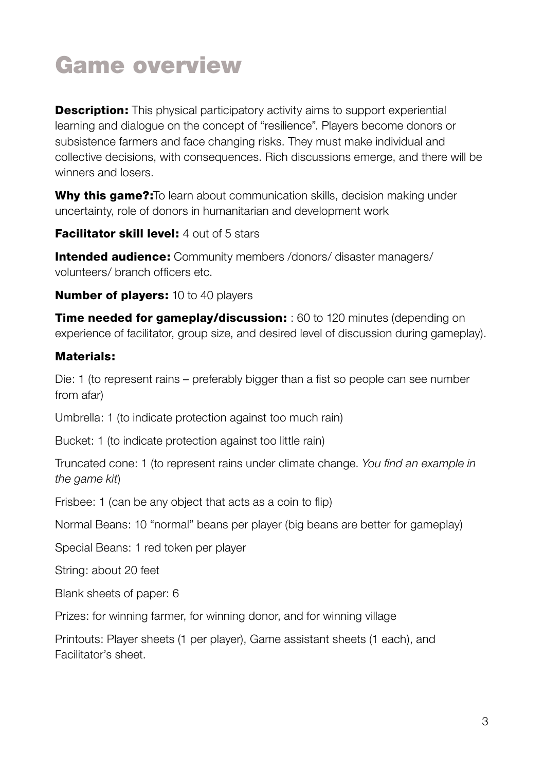# Game overview

**Description:** This physical participatory activity aims to support experiential learning and dialogue on the concept of "resilience". Players become donors or subsistence farmers and face changing risks. They must make individual and collective decisions, with consequences. Rich discussions emerge, and there will be winners and losers.

**Why this game?:**To learn about communication skills, decision making under uncertainty, role of donors in humanitarian and development work

**Facilitator skill level:** 4 out of 5 stars

**Intended audience:** Community members /donors/ disaster managers/ volunteers/ branch officers etc.

**Number of players:** 10 to 40 players

**Time needed for gameplay/discussion:** : 60 to 120 minutes (depending on experience of facilitator, group size, and desired level of discussion during gameplay).

**Materials:**

Die: 1 (to represent rains – preferably bigger than a fist so people can see number from afar)

Umbrella: 1 (to indicate protection against too much rain)

Bucket: 1 (to indicate protection against too little rain)

Truncated cone: 1 (to represent rains under climate change. *You find an example in the game kit*)

Frisbee: 1 (can be any object that acts as a coin to flip)

Normal Beans: 10 "normal" beans per player (big beans are better for gameplay)

Special Beans: 1 red token per player

String: about 20 feet

Blank sheets of paper: 6

Prizes: for winning farmer, for winning donor, and for winning village

Printouts: Player sheets (1 per player), Game assistant sheets (1 each), and Facilitator's sheet.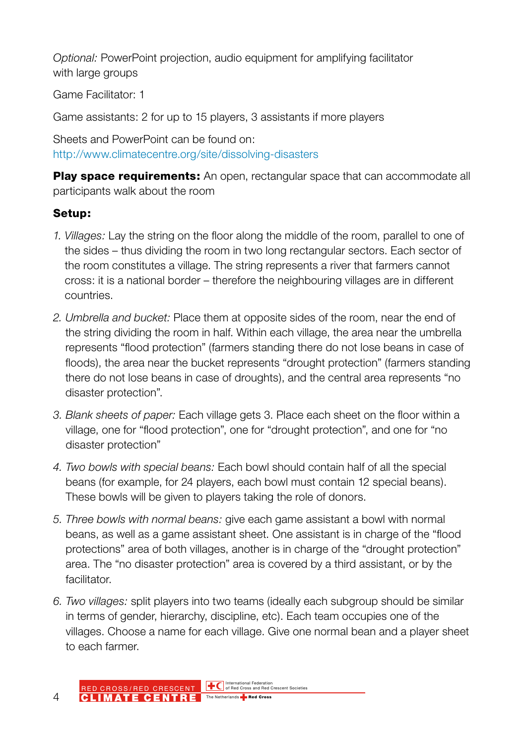*Optional:* PowerPoint projection, audio equipment for amplifying facilitator with large groups

Game Facilitator: 1

Game assistants: 2 for up to 15 players, 3 assistants if more players

Sheets and PowerPoint can be found on:
http://www.climatecentre.org/site/dissolving-disasters

**Play space requirements:** An open, rectangular space that can accommodate all participants walk about the room

**Setup:**

1. *Villages:* Lay the string on the floor along the middle of the room, parallel to one of the sides – thus dividing the room in two long rectangular sectors. Each sector of the room constitutes a village. The string represents a river that farmers cannot cross: it is a national border – therefore the neighbouring villages are in different countries.
2. *Umbrella and bucket:* Place them at opposite sides of the room, near the end of the string dividing the room in half. Within each village, the area near the umbrella represents "flood protection" (farmers standing there do not lose beans in case of floods), the area near the bucket represents "drought protection" (farmers standing there do not lose beans in case of droughts), and the central area represents "no disaster protection".
3. *Blank sheets of paper:* Each village gets 3. Place each sheet on the floor within a village, one for "flood protection", one for "drought protection", and one for "no disaster protection"
4. *Two bowls with special beans:* Each bowl should contain half of all the special beans (for example, for 24 players, each bowl must contain 12 special beans). These bowls will be given to players taking the role of donors.
5. *Three bowls with normal beans:* give each game assistant a bowl with normal beans, as well as a game assistant sheet. One assistant is in charge of the "flood protections" area of both villages, another is in charge of the "drought protection" area. The "no disaster protection" area is covered by a third assistant, or by the facilitator.
6. *Two villages:* split players into two teams (ideally each subgroup should be similar in terms of gender, hierarchy, discipline, etc). Each team occupies one of the villages. Choose a name for each village. Give one normal bean and a player sheet to each farmer.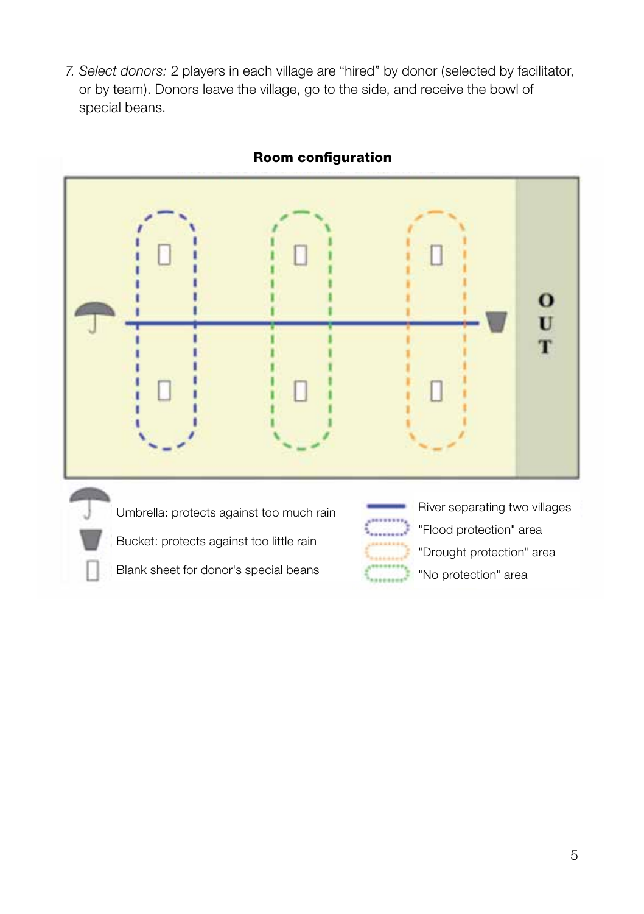7. *Select donors:* 2 players in each village are "hired" by donor (selected by facilitator, or by team). Donors leave the village, go to the side, and receive the bowl of special beans.

**Room configuration**

OUT

Umbrella: protects against too much rain

Bucket: protects against too little rain

Blank sheet for donor's special beans

River separating two villages

"Flood protection" area

"Drought protection" area

"No protection" area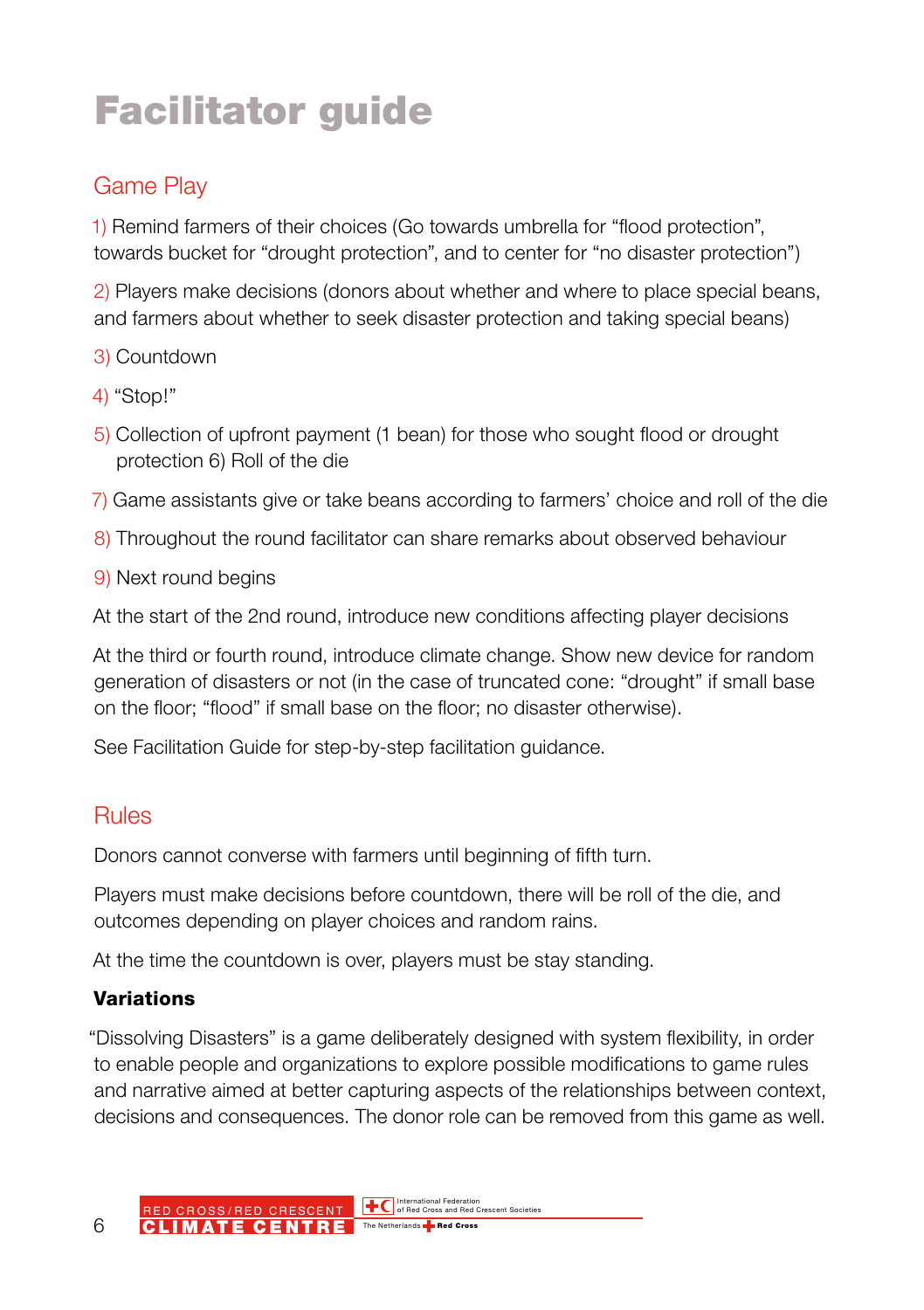# Facilitator guide

## Game Play

1) Remind farmers of their choices (Go towards umbrella for "flood protection", towards bucket for "drought protection", and to center for "no disaster protection")

2) Players make decisions (donors about whether and where to place special beans, and farmers about whether to seek disaster protection and taking special beans)

3) Countdown

4) "Stop!"

5) Collection of upfront payment (1 bean) for those who sought flood or drought protection 6) Roll of the die

7) Game assistants give or take beans according to farmers' choice and roll of the die

8) Throughout the round facilitator can share remarks about observed behaviour

9) Next round begins

At the start of the 2nd round, introduce new conditions affecting player decisions

At the third or fourth round, introduce climate change. Show new device for random generation of disasters or not (in the case of truncated cone: "drought" if small base on the floor; "flood" if small base on the floor; no disaster otherwise).

See Facilitation Guide for step-by-step facilitation guidance.

## Rules

Donors cannot converse with farmers until beginning of fifth turn.

Players must make decisions before countdown, there will be roll of the die, and outcomes depending on player choices and random rains.

At the time the countdown is over, players must be stay standing.

### Variations

"Dissolving Disasters" is a game deliberately designed with system flexibility, in order to enable people and organizations to explore possible modifications to game rules and narrative aimed at better capturing aspects of the relationships between context, decisions and consequences. The donor role can be removed from this game as well.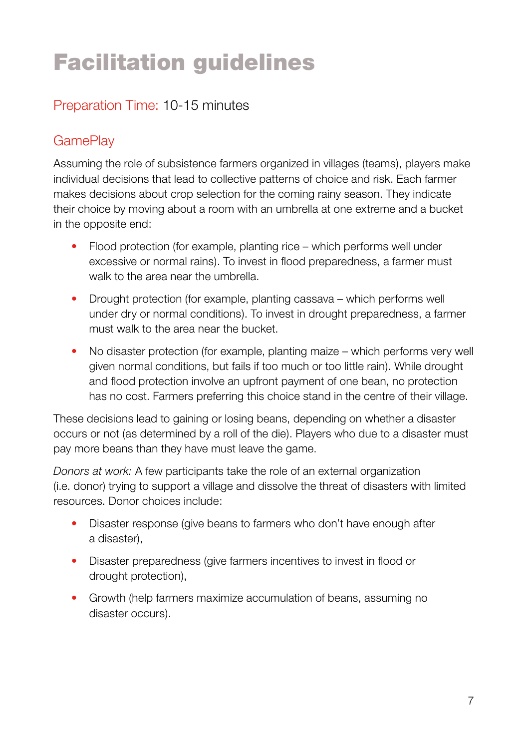# Facilitation guidelines

## Preparation Time: 10-15 minutes

## GamePlay

Assuming the role of subsistence farmers organized in villages (teams), players make individual decisions that lead to collective patterns of choice and risk. Each farmer makes decisions about crop selection for the coming rainy season. They indicate their choice by moving about a room with an umbrella at one extreme and a bucket in the opposite end:

- Flood protection (for example, planting rice – which performs well under excessive or normal rains). To invest in flood preparedness, a farmer must walk to the area near the umbrella.
- Drought protection (for example, planting cassava – which performs well under dry or normal conditions). To invest in drought preparedness, a farmer must walk to the area near the bucket.
- No disaster protection (for example, planting maize – which performs very well given normal conditions, but fails if too much or too little rain). While drought and flood protection involve an upfront payment of one bean, no protection has no cost. Farmers preferring this choice stand in the centre of their village.

These decisions lead to gaining or losing beans, depending on whether a disaster occurs or not (as determined by a roll of the die). Players who due to a disaster must pay more beans than they have must leave the game.

*Donors at work:* A few participants take the role of an external organization (i.e. donor) trying to support a village and dissolve the threat of disasters with limited resources. Donor choices include:

- Disaster response (give beans to farmers who don't have enough after a disaster),
- Disaster preparedness (give farmers incentives to invest in flood or drought protection),
- Growth (help farmers maximize accumulation of beans, assuming no disaster occurs).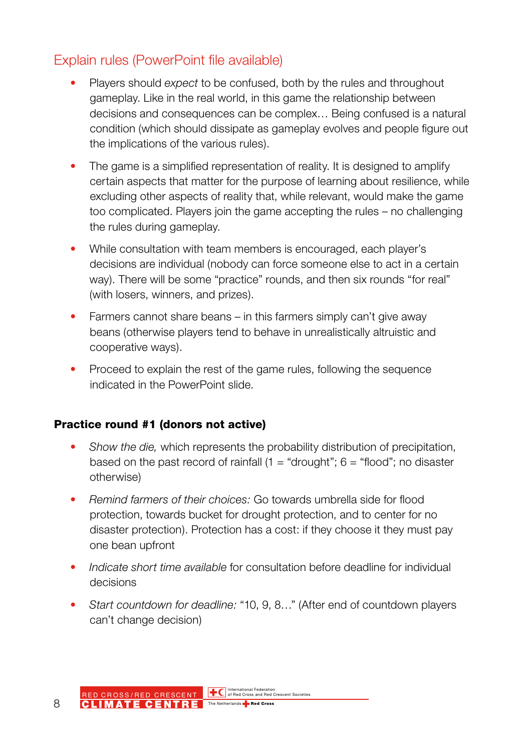## Explain rules (PowerPoint file available)

- Players should *expect* to be confused, both by the rules and throughout gameplay. Like in the real world, in this game the relationship between decisions and consequences can be complex… Being confused is a natural condition (which should dissipate as gameplay evolves and people figure out the implications of the various rules).
- The game is a simplified representation of reality. It is designed to amplify certain aspects that matter for the purpose of learning about resilience, while excluding other aspects of reality that, while relevant, would make the game too complicated. Players join the game accepting the rules – no challenging the rules during gameplay.
- While consultation with team members is encouraged, each player's decisions are individual (nobody can force someone else to act in a certain way). There will be some "practice" rounds, and then six rounds "for real" (with losers, winners, and prizes).
- Farmers cannot share beans – in this farmers simply can't give away beans (otherwise players tend to behave in unrealistically altruistic and cooperative ways).
- Proceed to explain the rest of the game rules, following the sequence indicated in the PowerPoint slide.

**Practice round #1 (donors not active)**

- *Show the die,* which represents the probability distribution of precipitation, based on the past record of rainfall (1 = "drought"; 6 = "flood"; no disaster otherwise)
- *Remind farmers of their choices:* Go towards umbrella side for flood protection, towards bucket for drought protection, and to center for no disaster protection). Protection has a cost: if they choose it they must pay one bean upfront
- *Indicate short time available* for consultation before deadline for individual decisions
- *Start countdown for deadline:* "10, 9, 8…" (After end of countdown players can't change decision)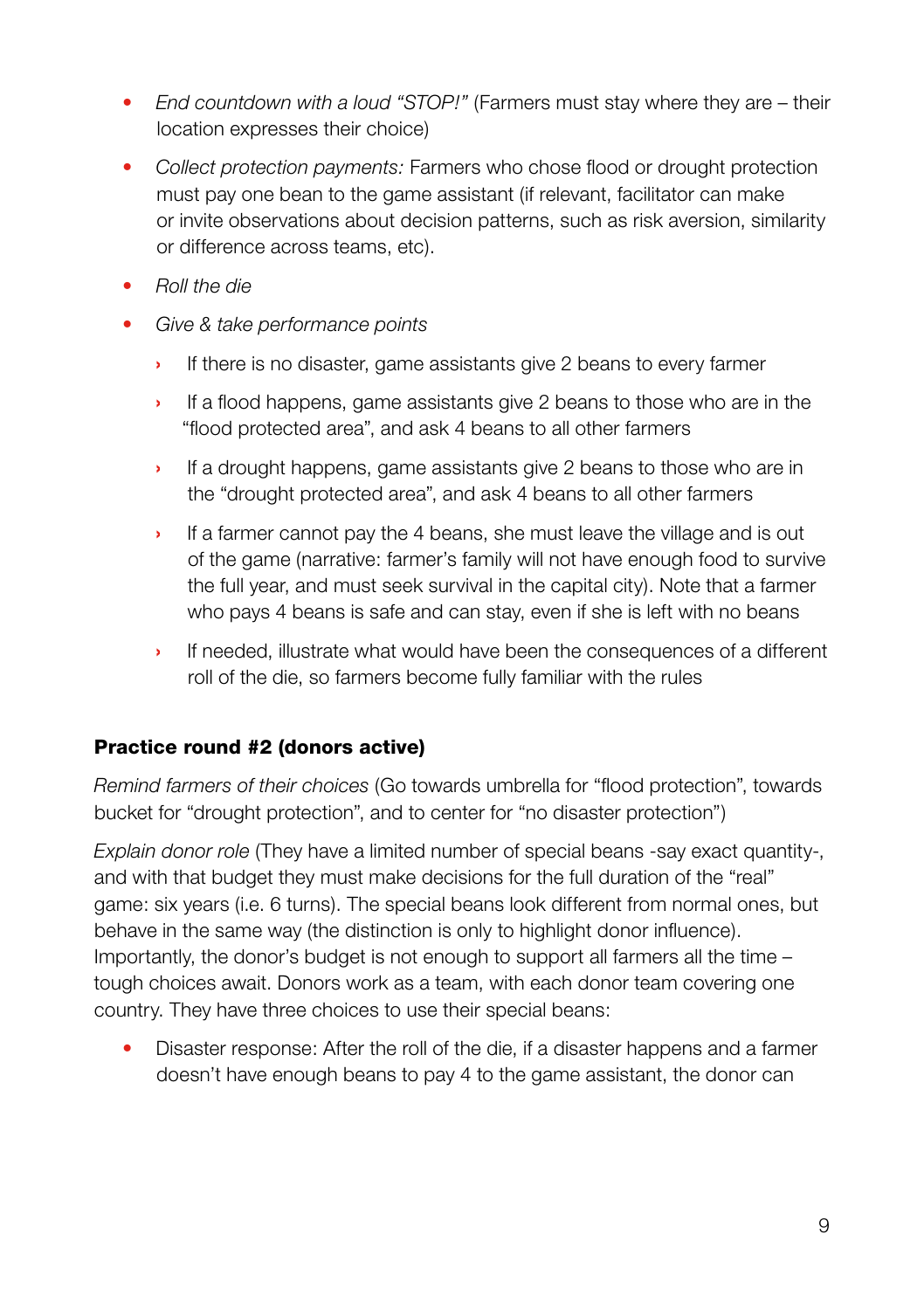- *End countdown with a loud "STOP!"* (Farmers must stay where they are – their location expresses their choice)
- *Collect protection payments:* Farmers who chose flood or drought protection must pay one bean to the game assistant (if relevant, facilitator can make or invite observations about decision patterns, such as risk aversion, similarity or difference across teams, etc).
- *Roll the die*
- *Give & take performance points*
  - If there is no disaster, game assistants give 2 beans to every farmer
  - If a flood happens, game assistants give 2 beans to those who are in the "flood protected area", and ask 4 beans to all other farmers
  - If a drought happens, game assistants give 2 beans to those who are in the "drought protected area", and ask 4 beans to all other farmers
  - If a farmer cannot pay the 4 beans, she must leave the village and is out of the game (narrative: farmer's family will not have enough food to survive the full year, and must seek survival in the capital city). Note that a farmer who pays 4 beans is safe and can stay, even if she is left with no beans
  - If needed, illustrate what would have been the consequences of a different roll of the die, so farmers become fully familiar with the rules

**Practice round #2 (donors active)**

*Remind farmers of their choices* (Go towards umbrella for "flood protection", towards bucket for "drought protection", and to center for "no disaster protection")

*Explain donor role* (They have a limited number of special beans -say exact quantity-, and with that budget they must make decisions for the full duration of the "real" game: six years (i.e. 6 turns). The special beans look different from normal ones, but behave in the same way (the distinction is only to highlight donor influence). Importantly, the donor's budget is not enough to support all farmers all the time – tough choices await. Donors work as a team, with each donor team covering one country. They have three choices to use their special beans:

- Disaster response: After the roll of the die, if a disaster happens and a farmer doesn't have enough beans to pay 4 to the game assistant, the donor can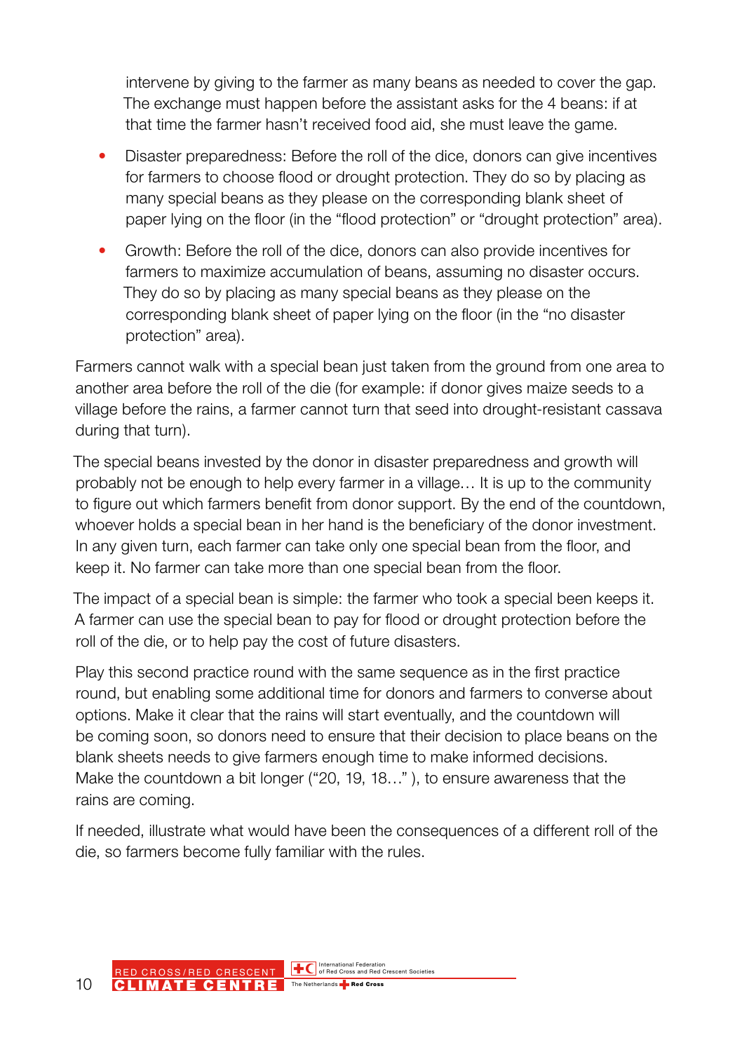intervene by giving to the farmer as many beans as needed to cover the gap. The exchange must happen before the assistant asks for the 4 beans: if at that time the farmer hasn't received food aid, she must leave the game.

- Disaster preparedness: Before the roll of the dice, donors can give incentives for farmers to choose flood or drought protection. They do so by placing as many special beans as they please on the corresponding blank sheet of paper lying on the floor (in the "flood protection" or "drought protection" area).
- Growth: Before the roll of the dice, donors can also provide incentives for farmers to maximize accumulation of beans, assuming no disaster occurs. They do so by placing as many special beans as they please on the corresponding blank sheet of paper lying on the floor (in the "no disaster protection" area).

Farmers cannot walk with a special bean just taken from the ground from one area to another area before the roll of the die (for example: if donor gives maize seeds to a village before the rains, a farmer cannot turn that seed into drought-resistant cassava during that turn).

The special beans invested by the donor in disaster preparedness and growth will probably not be enough to help every farmer in a village… It is up to the community to figure out which farmers benefit from donor support. By the end of the countdown, whoever holds a special bean in her hand is the beneficiary of the donor investment. In any given turn, each farmer can take only one special bean from the floor, and keep it. No farmer can take more than one special bean from the floor.

The impact of a special bean is simple: the farmer who took a special been keeps it. A farmer can use the special bean to pay for flood or drought protection before the roll of the die, or to help pay the cost of future disasters.

Play this second practice round with the same sequence as in the first practice round, but enabling some additional time for donors and farmers to converse about options. Make it clear that the rains will start eventually, and the countdown will be coming soon, so donors need to ensure that their decision to place beans on the blank sheets needs to give farmers enough time to make informed decisions. Make the countdown a bit longer ("20, 19, 18…" ), to ensure awareness that the rains are coming.

If needed, illustrate what would have been the consequences of a different roll of the die, so farmers become fully familiar with the rules.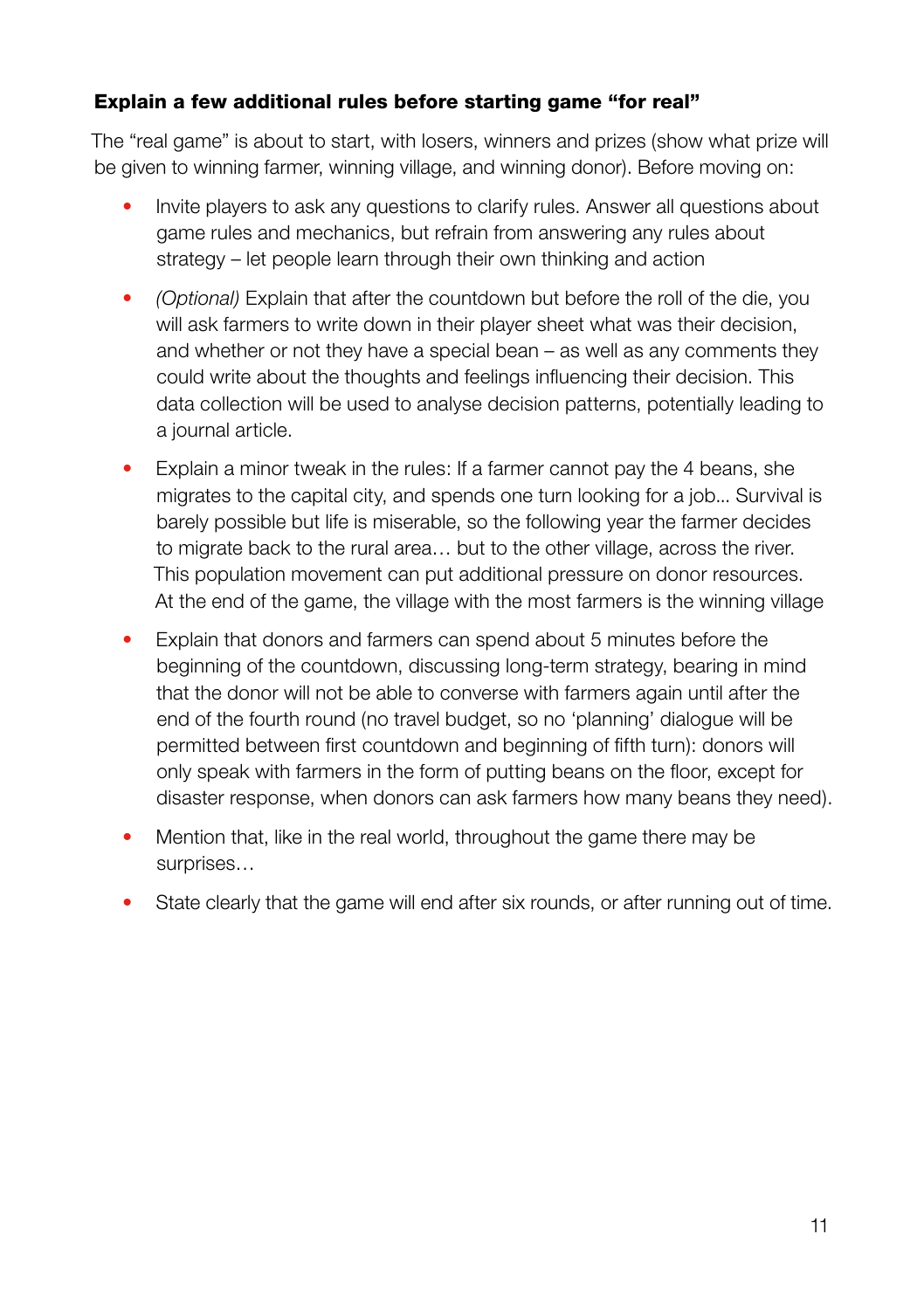### Explain a few additional rules before starting game "for real"

The "real game" is about to start, with losers, winners and prizes (show what prize will be given to winning farmer, winning village, and winning donor). Before moving on:

- Invite players to ask any questions to clarify rules. Answer all questions about game rules and mechanics, but refrain from answering any rules about strategy – let people learn through their own thinking and action
- *(Optional)* Explain that after the countdown but before the roll of the die, you will ask farmers to write down in their player sheet what was their decision, and whether or not they have a special bean – as well as any comments they could write about the thoughts and feelings influencing their decision. This data collection will be used to analyse decision patterns, potentially leading to a journal article.
- Explain a minor tweak in the rules: If a farmer cannot pay the 4 beans, she migrates to the capital city, and spends one turn looking for a job... Survival is barely possible but life is miserable, so the following year the farmer decides to migrate back to the rural area… but to the other village, across the river. This population movement can put additional pressure on donor resources. At the end of the game, the village with the most farmers is the winning village
- Explain that donors and farmers can spend about 5 minutes before the beginning of the countdown, discussing long-term strategy, bearing in mind that the donor will not be able to converse with farmers again until after the end of the fourth round (no travel budget, so no 'planning' dialogue will be permitted between first countdown and beginning of fifth turn): donors will only speak with farmers in the form of putting beans on the floor, except for disaster response, when donors can ask farmers how many beans they need).
- Mention that, like in the real world, throughout the game there may be surprises…
- State clearly that the game will end after six rounds, or after running out of time.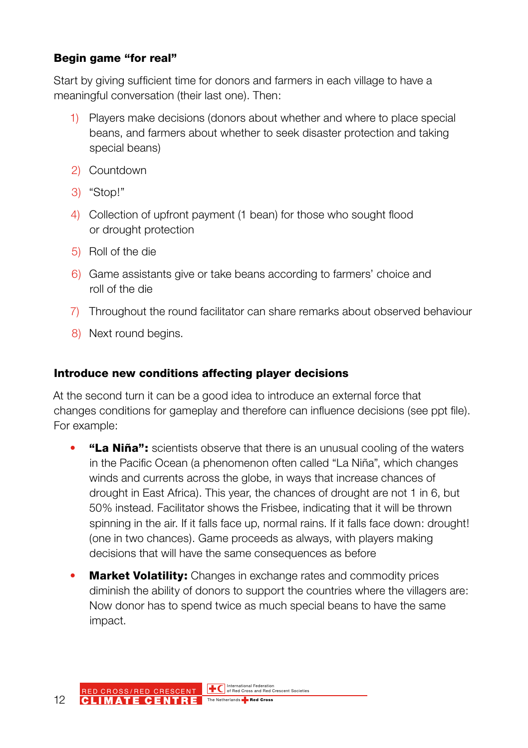### Begin game "for real"

Start by giving sufficient time for donors and farmers in each village to have a meaningful conversation (their last one). Then:

1) Players make decisions (donors about whether and where to place special beans, and farmers about whether to seek disaster protection and taking special beans)
2) Countdown
3) "Stop!"
4) Collection of upfront payment (1 bean) for those who sought flood or drought protection
5) Roll of the die
6) Game assistants give or take beans according to farmers' choice and roll of the die
7) Throughout the round facilitator can share remarks about observed behaviour
8) Next round begins.

### Introduce new conditions affecting player decisions

At the second turn it can be a good idea to introduce an external force that changes conditions for gameplay and therefore can influence decisions (see ppt file). For example:

- **"La Niña":** scientists observe that there is an unusual cooling of the waters in the Pacific Ocean (a phenomenon often called "La Niña", which changes winds and currents across the globe, in ways that increase chances of drought in East Africa). This year, the chances of drought are not 1 in 6, but 50% instead. Facilitator shows the Frisbee, indicating that it will be thrown spinning in the air. If it falls face up, normal rains. If it falls face down: drought! (one in two chances). Game proceeds as always, with players making decisions that will have the same consequences as before
- **Market Volatility:** Changes in exchange rates and commodity prices diminish the ability of donors to support the countries where the villagers are: Now donor has to spend twice as much special beans to have the same impact.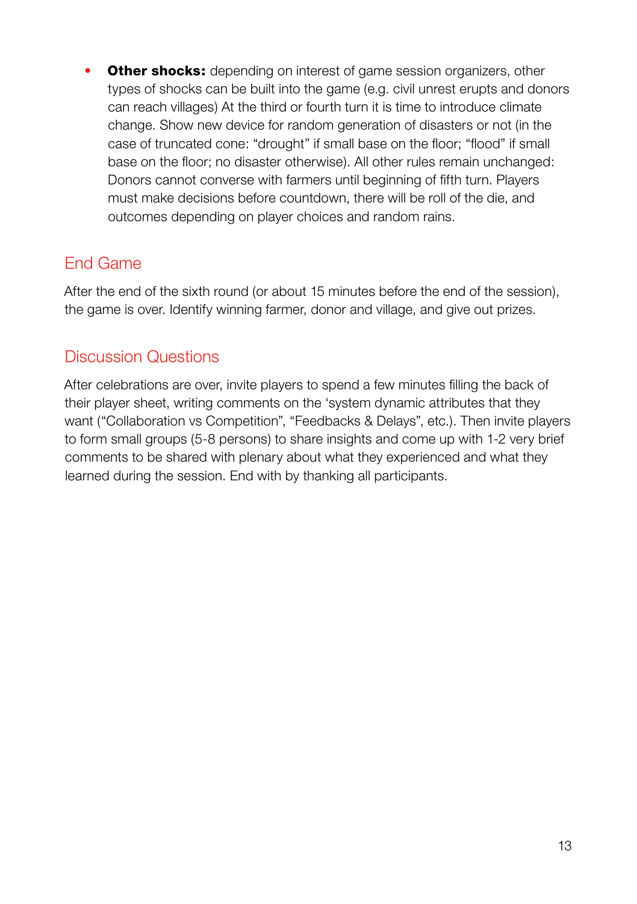- **Other shocks:** depending on interest of game session organizers, other types of shocks can be built into the game (e.g. civil unrest erupts and donors can reach villages) At the third or fourth turn it is time to introduce climate change. Show new device for random generation of disasters or not (in the case of truncated cone: "drought" if small base on the floor; "flood" if small base on the floor; no disaster otherwise). All other rules remain unchanged: Donors cannot converse with farmers until beginning of fifth turn. Players must make decisions before countdown, there will be roll of the die, and outcomes depending on player choices and random rains.

## End Game

After the end of the sixth round (or about 15 minutes before the end of the session), the game is over. Identify winning farmer, donor and village, and give out prizes.

## Discussion Questions

After celebrations are over, invite players to spend a few minutes filling the back of their player sheet, writing comments on the 'system dynamic attributes that they want ("Collaboration vs Competition", "Feedbacks & Delays", etc.). Then invite players to form small groups (5-8 persons) to share insights and come up with 1-2 very brief comments to be shared with plenary about what they experienced and what they learned during the session. End with by thanking all participants.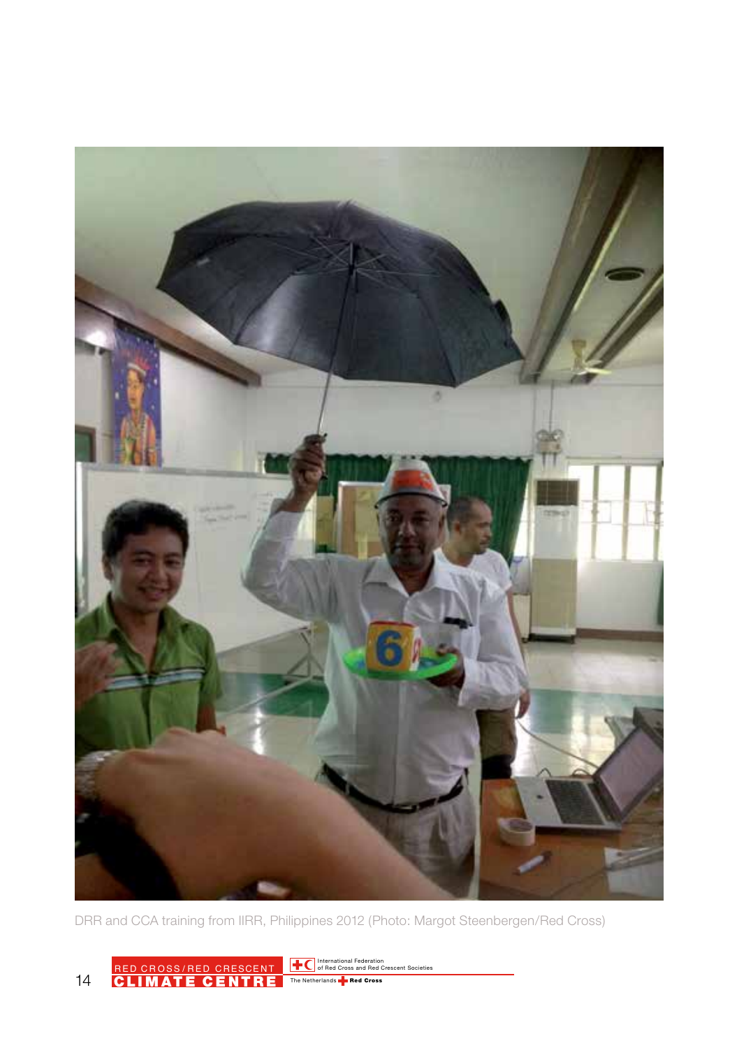DRR and CCA training from IIRR, Philippines 2012 (Photo: Margot Steenbergen/Red Cross)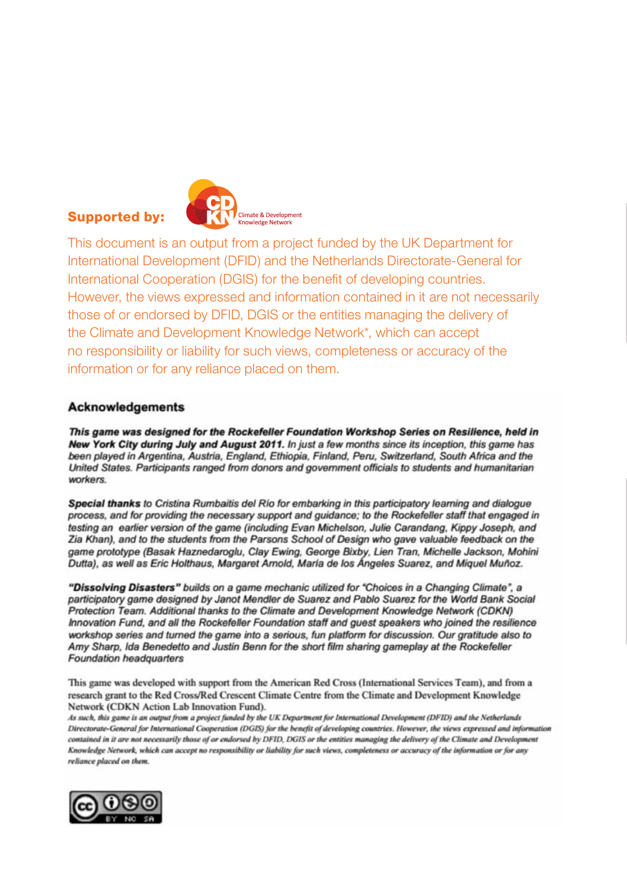**Supported by:** Climate & Development Knowledge Network

This document is an output from a project funded by the UK Department for International Development (DFID) and the Netherlands Directorate-General for International Cooperation (DGIS) for the benefit of developing countries. However, the views expressed and information contained in it are not necessarily those of or endorsed by DFID, DGIS or the entities managing the delivery of the Climate and Development Knowledge Network*, which can accept no responsibility or liability for such views, completeness or accuracy of the information or for any reliance placed on them.

## Acknowledgements

***This game was designed for the Rockefeller Foundation Workshop Series on Resilience, held in New York City during July and August 2011.*** *In just a few months since its inception, this game has been played in Argentina, Austria, England, Ethiopia, Finland, Peru, Switzerland, South Africa and the United States. Participants ranged from donors and government officials to students and humanitarian workers.*

***Special thanks*** *to Cristina Rumbaitis del Rio for embarking in this participatory learning and dialogue process, and for providing the necessary support and guidance; to the Rockefeller staff that engaged in testing an earlier version of the game (including Evan Michelson, Julie Carandang, Kippy Joseph, and Zia Khan), and to the students from the Parsons School of Design who gave valuable feedback on the game prototype (Basak Haznedaroglu, Clay Ewing, George Bixby, Lien Tran, Michelle Jackson, Mohini Dutta), as well as Eric Holthaus, Margaret Arnold, María de los Ángeles Suarez, and Miquel Muñoz.*

***"Dissolving Disasters"*** *builds on a game mechanic utilized for "Choices in a Changing Climate", a participatory game designed by Janot Mendler de Suarez and Pablo Suarez for the World Bank Social Protection Team. Additional thanks to the Climate and Development Knowledge Network (CDKN) Innovation Fund, and all the Rockefeller Foundation staff and guest speakers who joined the resilience workshop series and turned the game into a serious, fun platform for discussion. Our gratitude also to Amy Sharp, Ida Benedetto and Justin Benn for the short film sharing gameplay at the Rockefeller Foundation headquarters*

This game was developed with support from the American Red Cross (International Services Team), and from a research grant to the Red Cross/Red Crescent Climate Centre from the Climate and Development Knowledge Network (CDKN Action Lab Innovation Fund).

*As such, this game is an output from a project funded by the UK Department for International Development (DFID) and the Netherlands Directorate-General for International Cooperation (DGIS) for the benefit of developing countries. However, the views expressed and information contained in it are not necessarily those of or endorsed by DFID, DGIS or the entities managing the delivery of the Climate and Development Knowledge Network, which can accept no responsibility or liability for such views, completeness or accuracy of the information or for any reliance placed on them.*

CC BY NC SA